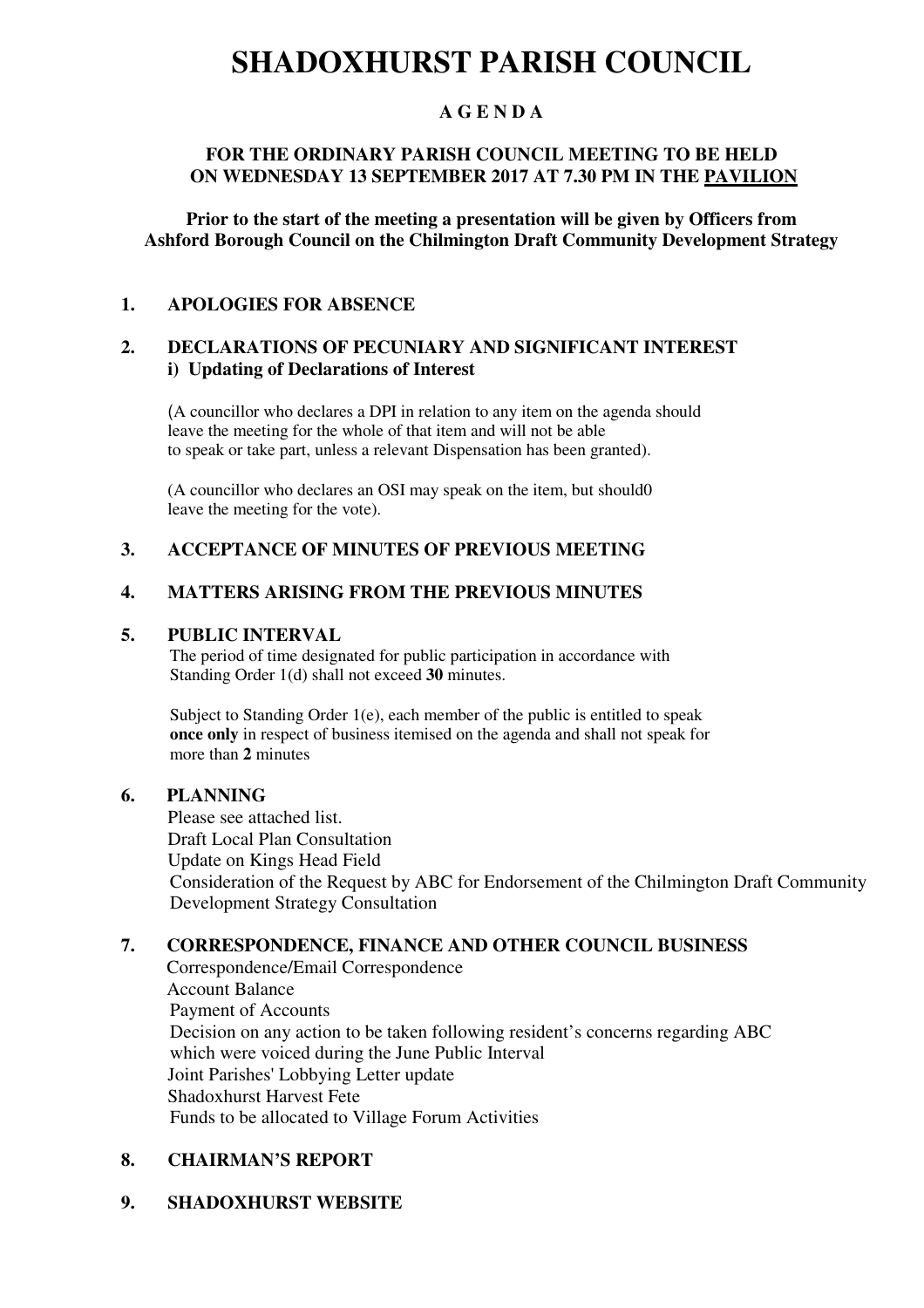# SHADOXHURST PARISH COUNCIL

**A G E N D A**

**FOR THE ORDINARY PARISH COUNCIL MEETING TO BE HELD ON WEDNESDAY 13 SEPTEMBER 2017 AT 7.30 PM IN THE PAVILION**

**Prior to the start of the meeting a presentation will be given by Officers from Ashford Borough Council on the Chilmington Draft Community Development Strategy**

**1. APOLOGIES FOR ABSENCE**

**2. DECLARATIONS OF PECUNIARY AND SIGNIFICANT INTEREST**
**i) Updating of Declarations of Interest**

(A councillor who declares a DPI in relation to any item on the agenda should leave the meeting for the whole of that item and will not be able to speak or take part, unless a relevant Dispensation has been granted).

(A councillor who declares an OSI may speak on the item, but should0 leave the meeting for the vote).

**3. ACCEPTANCE OF MINUTES OF PREVIOUS MEETING**

**4. MATTERS ARISING FROM THE PREVIOUS MINUTES**

**5. PUBLIC INTERVAL**

The period of time designated for public participation in accordance with Standing Order 1(d) shall not exceed **30** minutes.

Subject to Standing Order 1(e), each member of the public is entitled to speak **once only** in respect of business itemised on the agenda and shall not speak for more than **2** minutes

**6. PLANNING**

Please see attached list.
Draft Local Plan Consultation
Update on Kings Head Field
Consideration of the Request by ABC for Endorsement of the Chilmington Draft Community Development Strategy Consultation

**7. CORRESPONDENCE, FINANCE AND OTHER COUNCIL BUSINESS**

Correspondence/Email Correspondence
Account Balance
Payment of Accounts
Decision on any action to be taken following resident's concerns regarding ABC which were voiced during the June Public Interval
Joint Parishes' Lobbying Letter update
Shadoxhurst Harvest Fete
Funds to be allocated to Village Forum Activities

**8. CHAIRMAN'S REPORT**

**9. SHADOXHURST WEBSITE**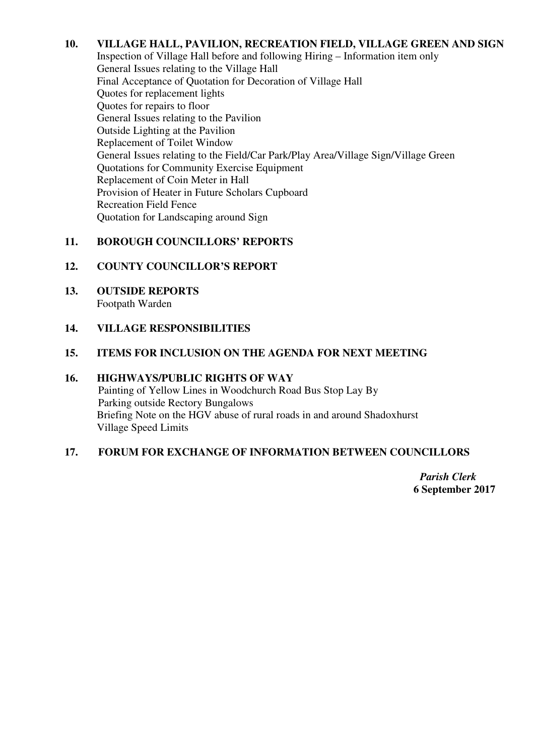**10. VILLAGE HALL, PAVILION, RECREATION FIELD, VILLAGE GREEN AND SIGN**

Inspection of Village Hall before and following Hiring – Information item only
General Issues relating to the Village Hall
Final Acceptance of Quotation for Decoration of Village Hall
Quotes for replacement lights
Quotes for repairs to floor
General Issues relating to the Pavilion
Outside Lighting at the Pavilion
Replacement of Toilet Window
General Issues relating to the Field/Car Park/Play Area/Village Sign/Village Green
Quotations for Community Exercise Equipment
Replacement of Coin Meter in Hall
Provision of Heater in Future Scholars Cupboard
Recreation Field Fence
Quotation for Landscaping around Sign

**11. BOROUGH COUNCILLORS' REPORTS**

**12. COUNTY COUNCILLOR'S REPORT**

**13. OUTSIDE REPORTS**

Footpath Warden

**14. VILLAGE RESPONSIBILITIES**

**15. ITEMS FOR INCLUSION ON THE AGENDA FOR NEXT MEETING**

**16. HIGHWAYS/PUBLIC RIGHTS OF WAY**

Painting of Yellow Lines in Woodchurch Road Bus Stop Lay By
Parking outside Rectory Bungalows
Briefing Note on the HGV abuse of rural roads in and around Shadoxhurst
Village Speed Limits

**17. FORUM FOR EXCHANGE OF INFORMATION BETWEEN COUNCILLORS**

***Parish Clerk***
**6 September 2017**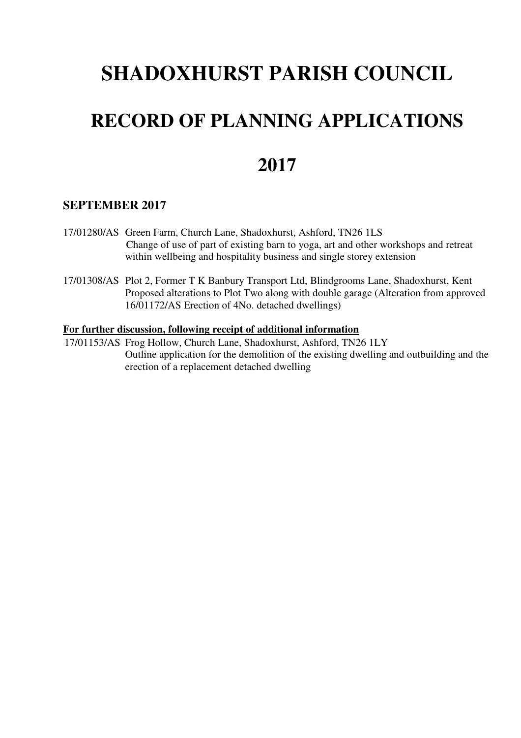# SHADOXHURST PARISH COUNCIL

# RECORD OF PLANNING APPLICATIONS

# 2017

### SEPTEMBER 2017

17/01280/AS Green Farm, Church Lane, Shadoxhurst, Ashford, TN26 1LS
Change of use of part of existing barn to yoga, art and other workshops and retreat within wellbeing and hospitality business and single storey extension

17/01308/AS Plot 2, Former T K Banbury Transport Ltd, Blindgrooms Lane, Shadoxhurst, Kent
Proposed alterations to Plot Two along with double garage (Alteration from approved 16/01172/AS Erection of 4No. detached dwellings)

**<u>For further discussion, following receipt of additional information</u>**

17/01153/AS Frog Hollow, Church Lane, Shadoxhurst, Ashford, TN26 1LY
Outline application for the demolition of the existing dwelling and outbuilding and the erection of a replacement detached dwelling